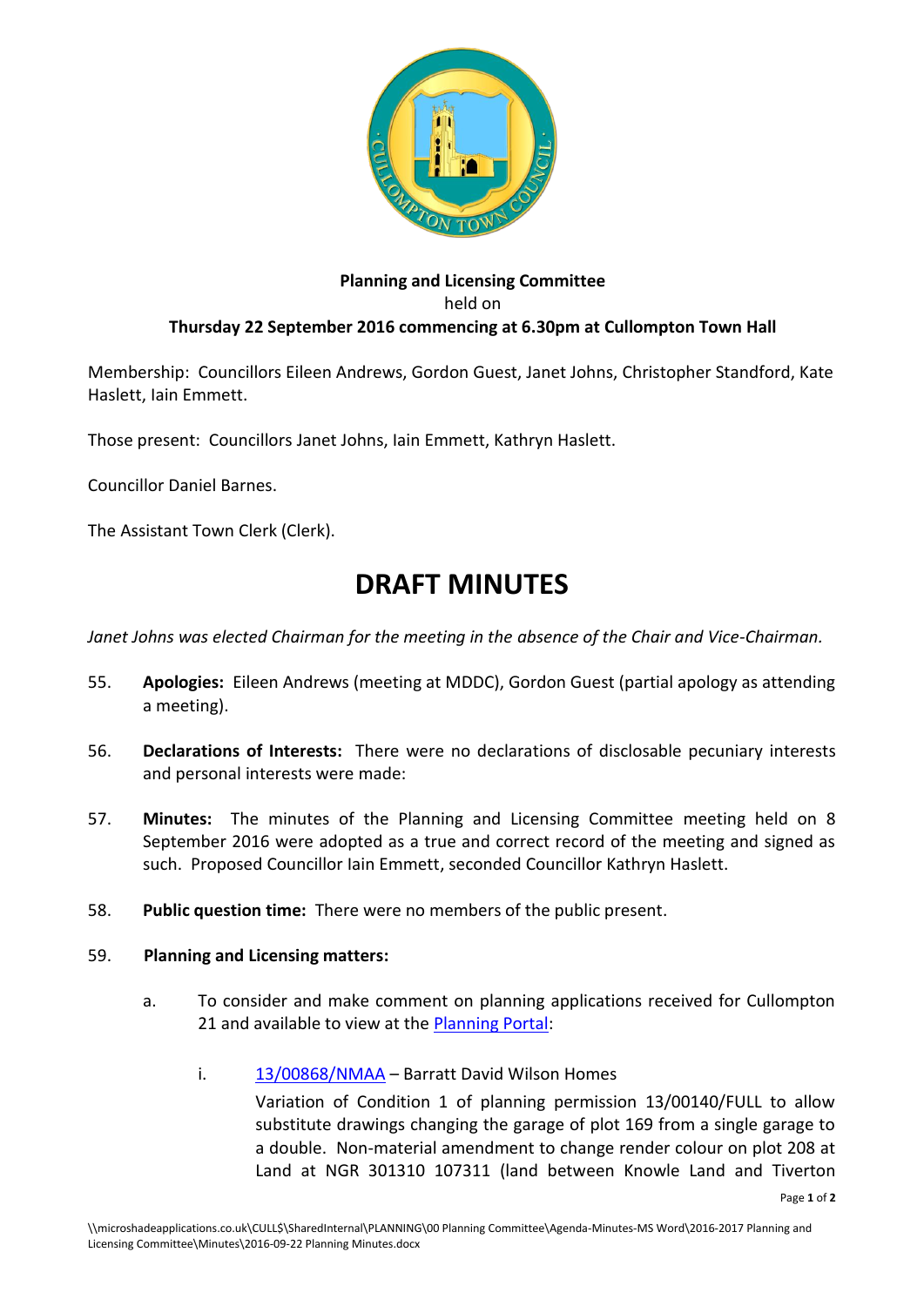**Planning and Licensing Committee**
held on
**Thursday 22 September 2016 commencing at 6.30pm at Cullompton Town Hall**

Membership: Councillors Eileen Andrews, Gordon Guest, Janet Johns, Christopher Standford, Kate Haslett, Iain Emmett.

Those present: Councillors Janet Johns, Iain Emmett, Kathryn Haslett.

Councillor Daniel Barnes.

The Assistant Town Clerk (Clerk).

# DRAFT MINUTES

*Janet Johns was elected Chairman for the meeting in the absence of the Chair and Vice-Chairman.*

55. **Apologies:** Eileen Andrews (meeting at MDDC), Gordon Guest (partial apology as attending a meeting).

56. **Declarations of Interests:** There were no declarations of disclosable pecuniary interests and personal interests were made:

57. **Minutes:** The minutes of the Planning and Licensing Committee meeting held on 8 September 2016 were adopted as a true and correct record of the meeting and signed as such. Proposed Councillor Iain Emmett, seconded Councillor Kathryn Haslett.

58. **Public question time:** There were no members of the public present.

59. **Planning and Licensing matters:**

   a. To consider and make comment on planning applications received for Cullompton 21 and available to view at the Planning Portal:

      i. 13/00868/NMAA – Barratt David Wilson Homes

         Variation of Condition 1 of planning permission 13/00140/FULL to allow substitute drawings changing the garage of plot 169 from a single garage to a double. Non-material amendment to change render colour on plot 208 at Land at NGR 301310 107311 (land between Knowle Land and Tiverton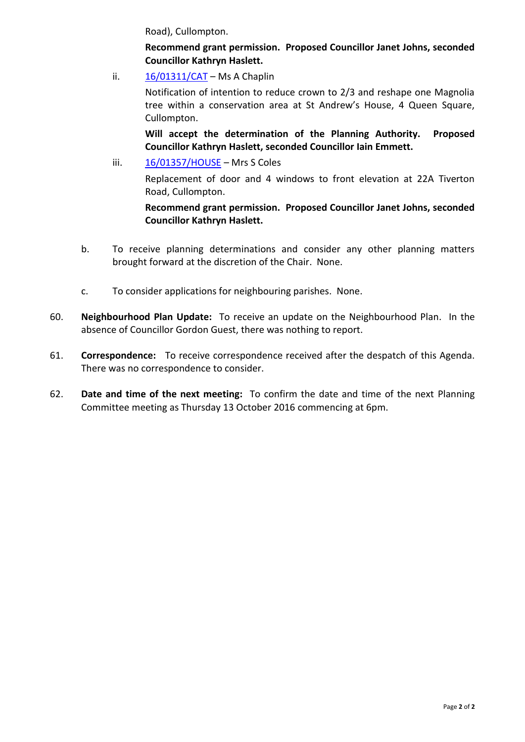Road), Cullompton.

**Recommend grant permission. Proposed Councillor Janet Johns, seconded Councillor Kathryn Haslett.**

ii. 16/01311/CAT – Ms A Chaplin

Notification of intention to reduce crown to 2/3 and reshape one Magnolia tree within a conservation area at St Andrew's House, 4 Queen Square, Cullompton.

**Will accept the determination of the Planning Authority. Proposed Councillor Kathryn Haslett, seconded Councillor Iain Emmett.**

iii. 16/01357/HOUSE – Mrs S Coles

Replacement of door and 4 windows to front elevation at 22A Tiverton Road, Cullompton.

**Recommend grant permission. Proposed Councillor Janet Johns, seconded Councillor Kathryn Haslett.**

b. To receive planning determinations and consider any other planning matters brought forward at the discretion of the Chair. None.

c. To consider applications for neighbouring parishes. None.

60. **Neighbourhood Plan Update:** To receive an update on the Neighbourhood Plan. In the absence of Councillor Gordon Guest, there was nothing to report.

61. **Correspondence:** To receive correspondence received after the despatch of this Agenda. There was no correspondence to consider.

62. **Date and time of the next meeting:** To confirm the date and time of the next Planning Committee meeting as Thursday 13 October 2016 commencing at 6pm.